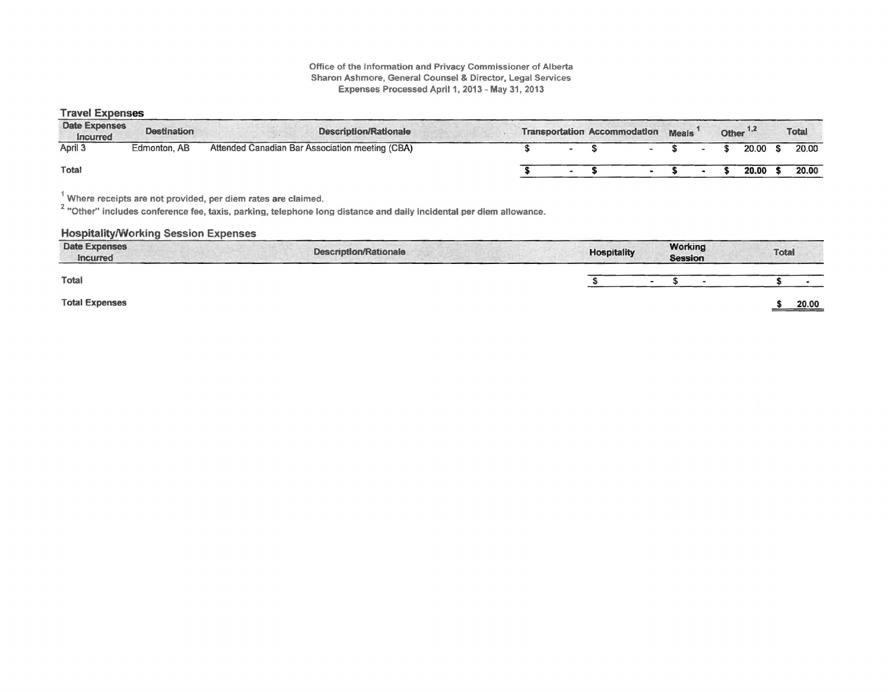Office of the Information and Privacy Commissioner of Alberta
Sharon Ashmore, General Counsel & Director, Legal Services
Expenses Processed April 1, 2013 - May 31, 2013

## Travel Expenses

| Date Expenses Incurred | Destination | Description/Rationale | Transportation | Accommodation | Meals [1] | Other [1,2] | Total |
|---|---|---|---|---|---|---|---|
| April 3 | Edmonton, AB | Attended Canadian Bar Association meeting (CBA) | $ - | $ - | $ - | $ 20.00 | $ 20.00 |
| **Total** | | | **$ -** | **$ -** | **$ -** | **$ 20.00** | **$ 20.00** |

[1] Where receipts are not provided, per diem rates are claimed.
[2] "Other" includes conference fee, taxis, parking, telephone long distance and daily incidental per diem allowance.

## Hospitality/Working Session Expenses

| Date Expenses Incurred | Description/Rationale | Hospitality | Working Session | Total |
|---|---|---|---|---|
| **Total** | | $ - | $ - | $ - |

**Total Expenses** $ 20.00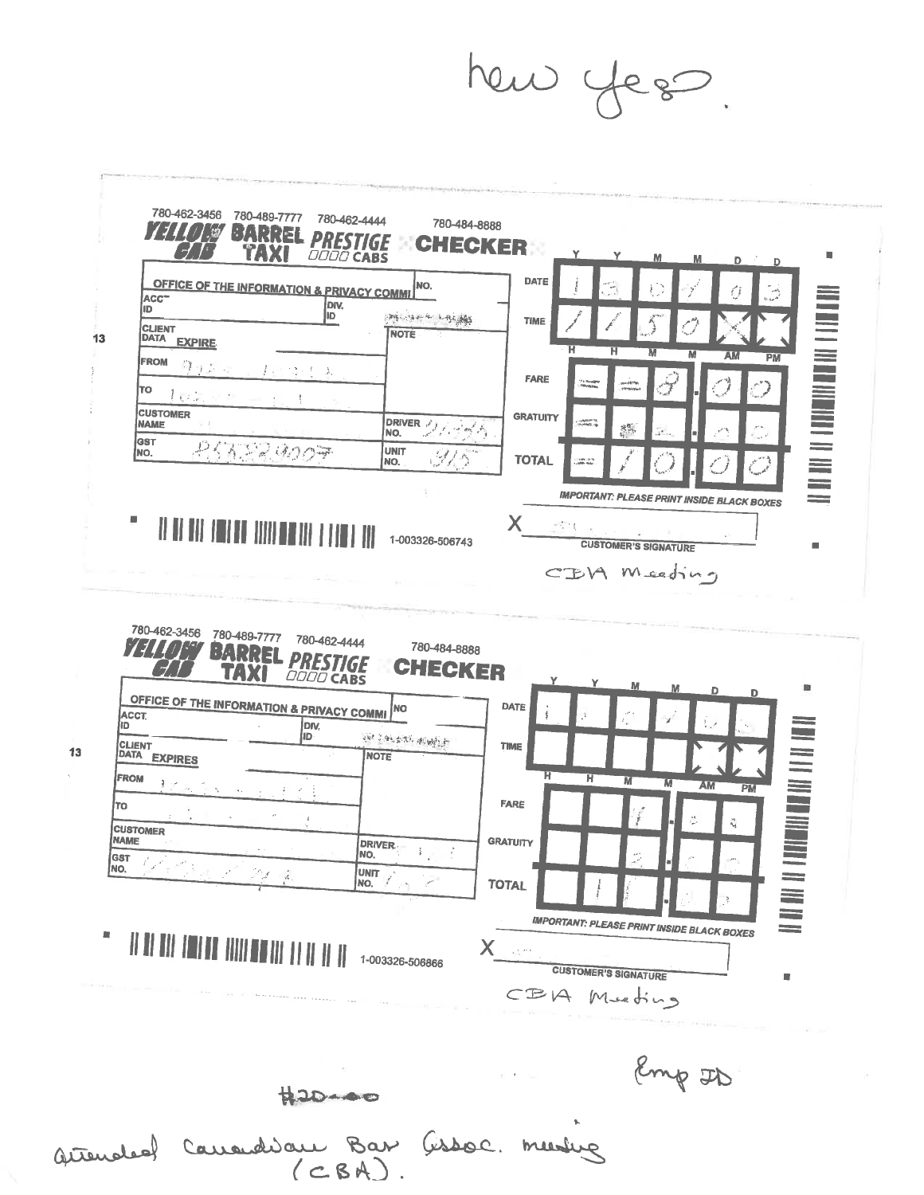new yes?

780-462-3456 780-489-7777 780-462-4444 780-484-8888

**YELLOW CAB** **BARREL TAXI** **PRESTIGE CABS** **CHECKER**

OFFICE OF THE INFORMATION & PRIVACY COMMI

ACCT. ID | DIV. ID | NO.

CLIENT DATA EXPIRE | NOTE

FROM

TO

CUSTOMER NAME

GST NO. 85... | DRIVER NO. | UNIT NO. 315

| | Y | Y | M | M | D | D |
|---|---|---|---|---|---|---|
| DATE | 1 | 3 | 0 | 4 | 0 | 3 |

| | H | H | M | M | AM | PM |
|---|---|---|---|---|---|---|
| TIME | 1 | 1 | 5 | 0 | X | X |

| | | | | | |
|---|---|---|---|---|---|
| FARE | | | 8 | . 0 | 0 |
| GRATUITY | | | 2 | . 0 | 0 |
| TOTAL | | 1 | 0 | . 0 | 0 |

IMPORTANT: PLEASE PRINT INSIDE BLACK BOXES

1-003326-506743

X ______ CUSTOMER'S SIGNATURE

CBA Meeting

780-462-3456 780-489-7777 780-462-4444 780-484-8888

**YELLOW CAB** **BARREL TAXI** **PRESTIGE CABS** **CHECKER**

OFFICE OF THE INFORMATION & PRIVACY COMMI

ACCT. ID | DIV. ID | NO.

CLIENT DATA EXPIRES | NOTE

FROM

TO

CUSTOMER NAME

GST NO. | DRIVER NO. | UNIT NO.

| | Y | Y | M | M | D | D |
|---|---|---|---|---|---|---|
| DATE | 1 | 3 | 0 | 4 | 0 | 3 |

| | H | H | M | M | AM | PM |
|---|---|---|---|---|---|---|
| TIME | | | | | X | X |

| | | | | | |
|---|---|---|---|---|---|
| FARE | | | 9 | . 0 | 0 |
| GRATUITY | | | 2 | . 0 | 0 |
| TOTAL | | 1 | 1 | . 0 | 0 |

IMPORTANT: PLEASE PRINT INSIDE BLACK BOXES

1-003326-506866

X ______ CUSTOMER'S SIGNATURE

CBA Meeting

Emp ID

$20.00

attended Canadian Bar Assoc. meeting (CBA).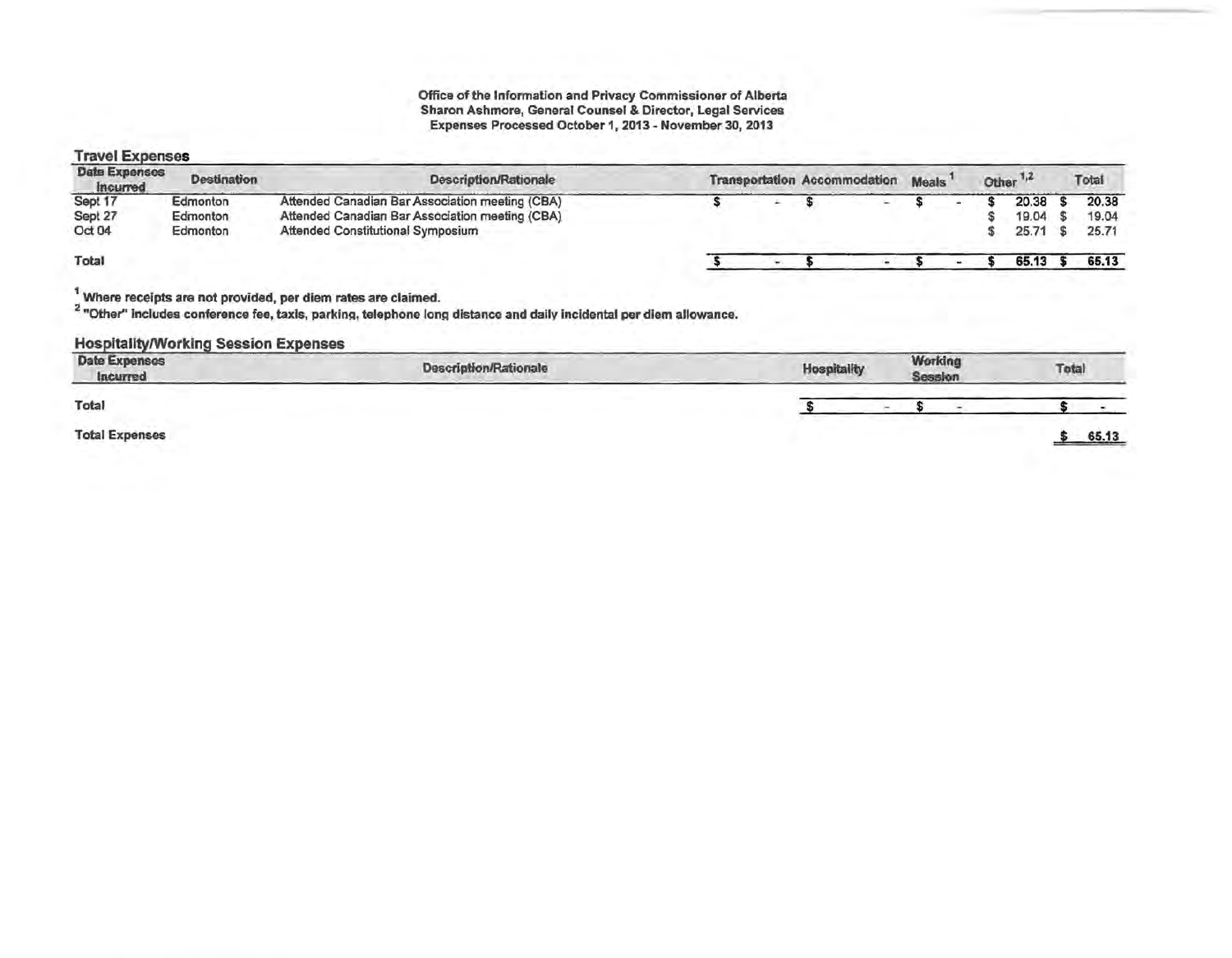**Office of the Information and Privacy Commissioner of Alberta**
**Sharon Ashmore, General Counsel & Director, Legal Services**
**Expenses Processed October 1, 2013 - November 30, 2013**

## Travel Expenses

| Date Expenses Incurred | Destination | Description/Rationale | Transportation | Accommodation | Meals [1] | Other [1,2] | Total |
|---|---|---|---|---|---|---|---|
| Sept 17 | Edmonton | Attended Canadian Bar Association meeting (CBA) | $ - | $ - | $ - | $ 20.38 | $ 20.38 |
| Sept 27 | Edmonton | Attended Canadian Bar Association meeting (CBA) | | | | $ 19.04 | $ 19.04 |
| Oct 04 | Edmonton | Attended Constitutional Symposium | | | | $ 25.71 | $ 25.71 |
| **Total** | | | **$ -** | **$ -** | **$ -** | **$ 65.13** | **$ 65.13** |

[1] **Where receipts are not provided, per diem rates are claimed.**
[2] **"Other" includes conference fee, taxis, parking, telephone long distance and daily incidental per diem allowance.**

## Hospitality/Working Session Expenses

| Date Expenses Incurred | Description/Rationale | Hospitality | Working Session | Total |
|---|---|---|---|---|
| **Total** | | $ - | $ - | $ - |

| | |
|---|---|
| **Total Expenses** | **$ 65.13** |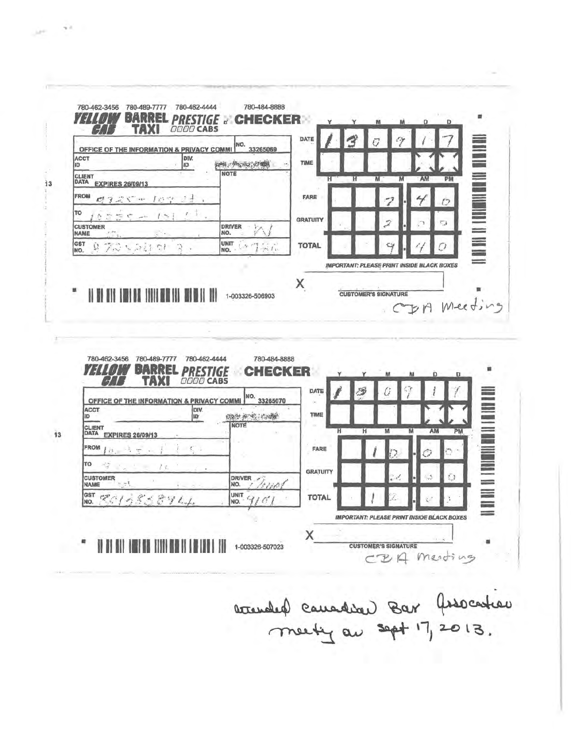780-462-3456 780-489-7777 780-462-4444 780-484-8888

**YELLOW CAB BARREL TAXI PRESTIGE CABS CHECKER**

| | Y | Y | M | M | D | D |
|---|---|---|---|---|---|---|
| DATE | 1 | 3 | 0 | 9 | 1 | 7 |
| TIME | | | | | | |
| | H | H | M | M | AM | PM |

OFFICE OF THE INFORMATION & PRIVACY COMMI — NO. 33265069

ACCT ID | DIV. ID

NOTE

CLIENT DATA EXPIRES 26/09/13

FROM

TO

CUSTOMER NAME

DRIVER NO.

GST NO. 8 72424191 3

UNIT NO.

| | |
|---|---|
| FARE | 7.40 |
| GRATUITY | 2.00 |
| TOTAL | 9.40 |

IMPORTANT: PLEASE PRINT INSIDE BLACK BOXES

X

CUSTOMER'S SIGNATURE

1-003326-506903

CBA Meeting

---

780-462-3456 780-489-7777 780-462-4444 780-484-8888

**YELLOW CAB BARREL TAXI PRESTIGE CABS CHECKER**

| | Y | Y | M | M | D | D |
|---|---|---|---|---|---|---|
| DATE | 1 | 3 | 0 | 9 | 1 | 7 |
| TIME | | | | | | |
| | H | H | M | M | AM | PM |

OFFICE OF THE INFORMATION & PRIVACY COMMI — NO. 33265070

ACCT ID | DIV. ID

NOTE

CLIENT DATA EXPIRES 26/09/13

FROM

TO

CUSTOMER NAME

DRIVER NO.

GST NO. 801683894

UNIT NO. 9101

| | |
|---|---|
| FARE | 10.00 |
| GRATUITY | 2.00 |
| TOTAL | 12.00 |

IMPORTANT: PLEASE PRINT INSIDE BLACK BOXES

X

CUSTOMER'S SIGNATURE

1-003326-507023

CBA Meeting

attended Canadian Bar Association meeting on Sept 17, 2013.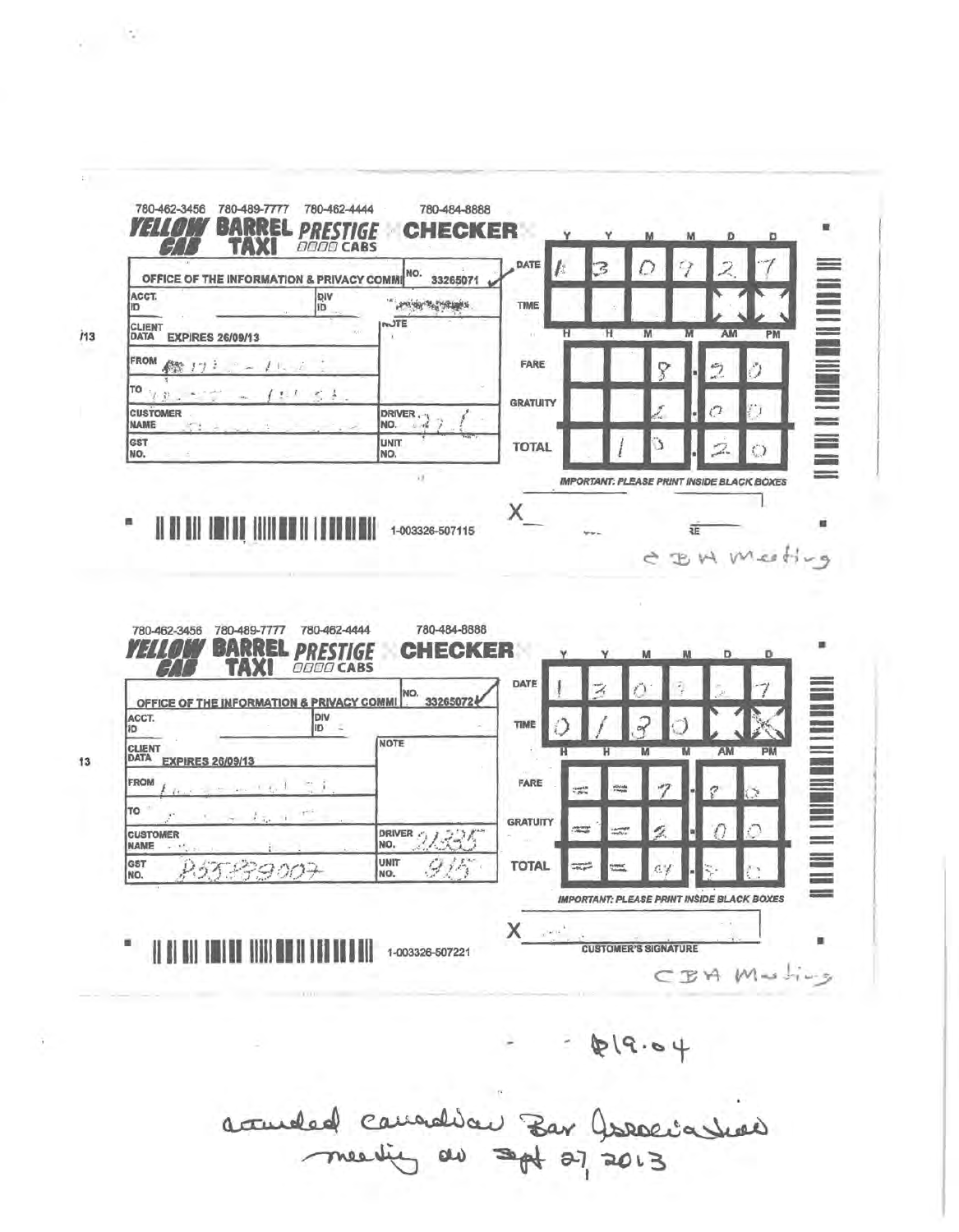780-462-3456 780-489-7777 780-462-4444 780-484-8888

**YELLOW CAB** **BARREL TAXI** **PRESTIGE CABS** **CHECKER**

| | |
|---|---|
| OFFICE OF THE INFORMATION & PRIVACY COMMI | NO. 33265071 |
| ACCT. ID | DIV ID |
| CLIENT DATA EXPIRES 26/09/13 | NOTE |
| FROM | |
| TO | |
| CUSTOMER NAME | DRIVER NO. |
| GST NO. | UNIT NO. |

| | Y | Y | M | M | D | D |
|---|---|---|---|---|---|---|
| DATE | 1 | 3 | 0 | 9 | 2 | 7 |

| | H | H | M | M | AM | PM |
|---|---|---|---|---|---|---|
| TIME | | | | | | |

| | | | | | |
|---|---|---|---|---|---|
| FARE | | | 8 | . 2 | 0 |
| GRATUITY | | | 2 | . 0 | 0 |
| TOTAL | | 1 | 0 | . 2 | 0 |

*IMPORTANT: PLEASE PRINT INSIDE BLACK BOXES*

X

1-003326-507115

CBA Meeting

---

780-462-3456 780-489-7777 780-462-4444 780-484-8888

**YELLOW CAB** **BARREL TAXI** **PRESTIGE CABS** **CHECKER**

| | |
|---|---|
| OFFICE OF THE INFORMATION & PRIVACY COMMI | NO. 33265072 |
| ACCT. ID | DIV ID |
| CLIENT DATA EXPIRES 26/09/13 | NOTE |
| FROM | |
| TO | |
| CUSTOMER NAME | DRIVER NO. 21335 |
| GST NO. R55389007 | UNIT NO. 915 |

| | Y | Y | M | M | D | D |
|---|---|---|---|---|---|---|
| DATE | 1 | 3 | 0 | 9 | 2 | 7 |

| | H | H | M | M | AM | PM |
|---|---|---|---|---|---|---|
| TIME | 0 | 1 | 3 | 0 | | X |

| | | | | | |
|---|---|---|---|---|---|
| FARE | — | — | 7 | . 8 | 0 |
| GRATUITY | — | — | 2 | . 0 | 0 |
| TOTAL | — | — | 9 | . 8 | 0 |

*IMPORTANT: PLEASE PRINT INSIDE BLACK BOXES*

X
CUSTOMER'S SIGNATURE

1-003326-507221

CBA Meeting

- $19.04

attended Canadian Bar Association meeting on Sept 27, 2013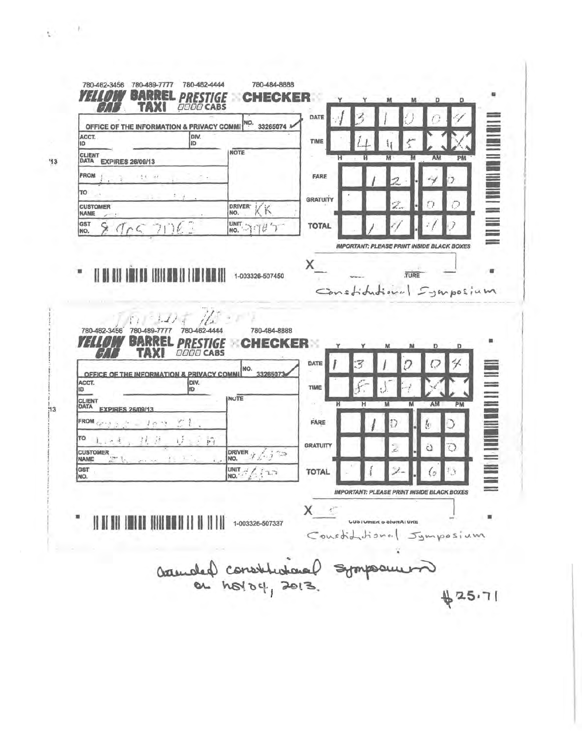780-462-3456 780-489-7777 780-462-4444 780-484-8888

**YELLOW CAB** **BARREL TAXI** **PRESTIGE CABS** **CHECKER**

OFFICE OF THE INFORMATION & PRIVACY COMMI | NO. 33265074

| | |
|---|---|
| ACCT. ID | DIV. ID |
| CLIENT DATA EXPIRES 26/09/13 | NOTE |
| FROM | |
| TO | |
| CUSTOMER NAME | DRIVER NO. KK |
| GST NO. 8 | UNIT NO. |

| | Y | Y | M | M | D | D |
|---|---|---|---|---|---|---|
| DATE | 1 | 3 | 1 | 0 | 0 | 4 |

| | H | H | M | M | AM | PM |
|---|---|---|---|---|---|---|
| TIME | | 4 | 4 | 5 | | X |

| | | | | | |
|---|---|---|---|---|---|
| FARE | | 1 | 2 | . 4 | 0 |
| GRATUITY | | | 2 | . 0 | 0 |
| TOTAL | | 1 | 4 | . 4 | 0 |

*IMPORTANT: PLEASE PRINT INSIDE BLACK BOXES*

X ________ SIGNATURE

1-003326-507450

Constitutional Symposium

---

780-462-3456 780-489-7777 780-462-4444 780-484-8888

**YELLOW CAB** **BARREL TAXI** **PRESTIGE CABS** **CHECKER**

OFFICE OF THE INFORMATION & PRIVACY COMMI | NO. 33265073

| | |
|---|---|
| ACCT. ID | DIV. ID |
| CLIENT DATA EXPIRES 26/09/13 | NOTE |
| FROM | |
| TO | |
| CUSTOMER NAME | DRIVER NO. |
| GST NO. | UNIT NO. |

| | Y | Y | M | M | D | D |
|---|---|---|---|---|---|---|
| DATE | 1 | 3 | 1 | 0 | 0 | 4 |

| | H | H | M | M | AM | PM |
|---|---|---|---|---|---|---|
| TIME | | 5 | 5 | 7 | X | |

| | | | | | |
|---|---|---|---|---|---|
| FARE | | 1 | 0 | . 6 | 0 |
| GRATUITY | | | 2 | . 0 | 0 |
| TOTAL | | 1 | 2 | . 6 | 0 |

*IMPORTANT: PLEASE PRINT INSIDE BLACK BOXES*

X ________ CUSTOMER'S SIGNATURE

1-003326-507337

Constitutional Symposium

attended constitutional symposium on Nov 04, 2013.

$25.71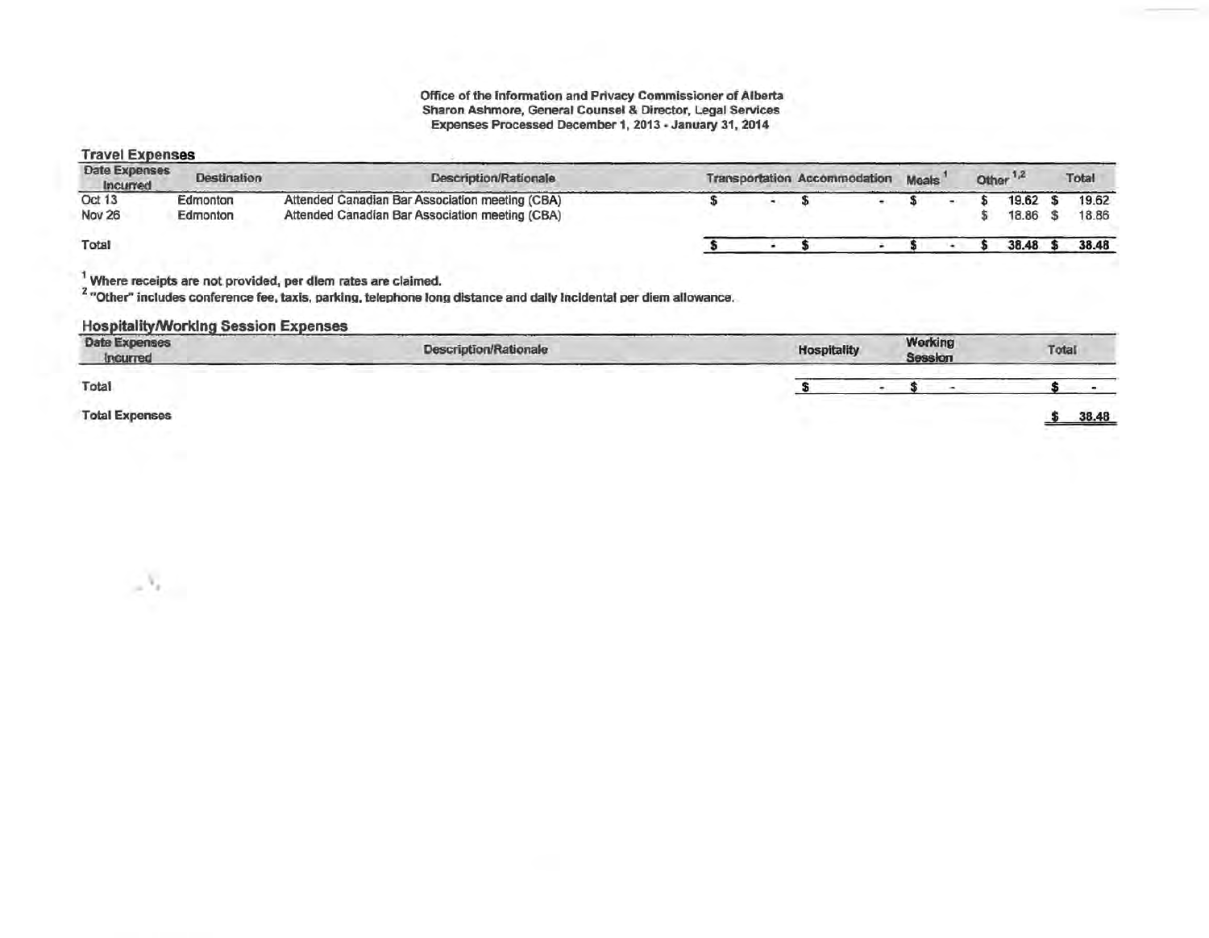Office of the Information and Privacy Commissioner of Alberta
Sharon Ashmore, General Counsel & Director, Legal Services
Expenses Processed December 1, 2013 - January 31, 2014

## Travel Expenses

| Date Expenses Incurred | Destination | Description/Rationale | Transportation | Accommodation | Meals [1] | Other [1,2] | Total |
|---|---|---|---|---|---|---|---|
| Oct 13 | Edmonton | Attended Canadian Bar Association meeting (CBA) | $ - | $ - | $ - | $ 19.62 | $ 19.62 |
| Nov 26 | Edmonton | Attended Canadian Bar Association meeting (CBA) | | | | $ 18.86 | $ 18.86 |
| **Total** | | | **$ -** | **$ -** | **$ -** | **$ 38.48** | **$ 38.48** |

[1] Where receipts are not provided, per diem rates are claimed.
[2] "Other" includes conference fee, taxis, parking, telephone long distance and daily incidental per diem allowance.

## Hospitality/Working Session Expenses

| Date Expenses Incurred | Description/Rationale | Hospitality | Working Session | Total |
|---|---|---|---|---|
| **Total** | | **$ -** | **$ -** | **$ -** |

**Total Expenses** **$ 38.48**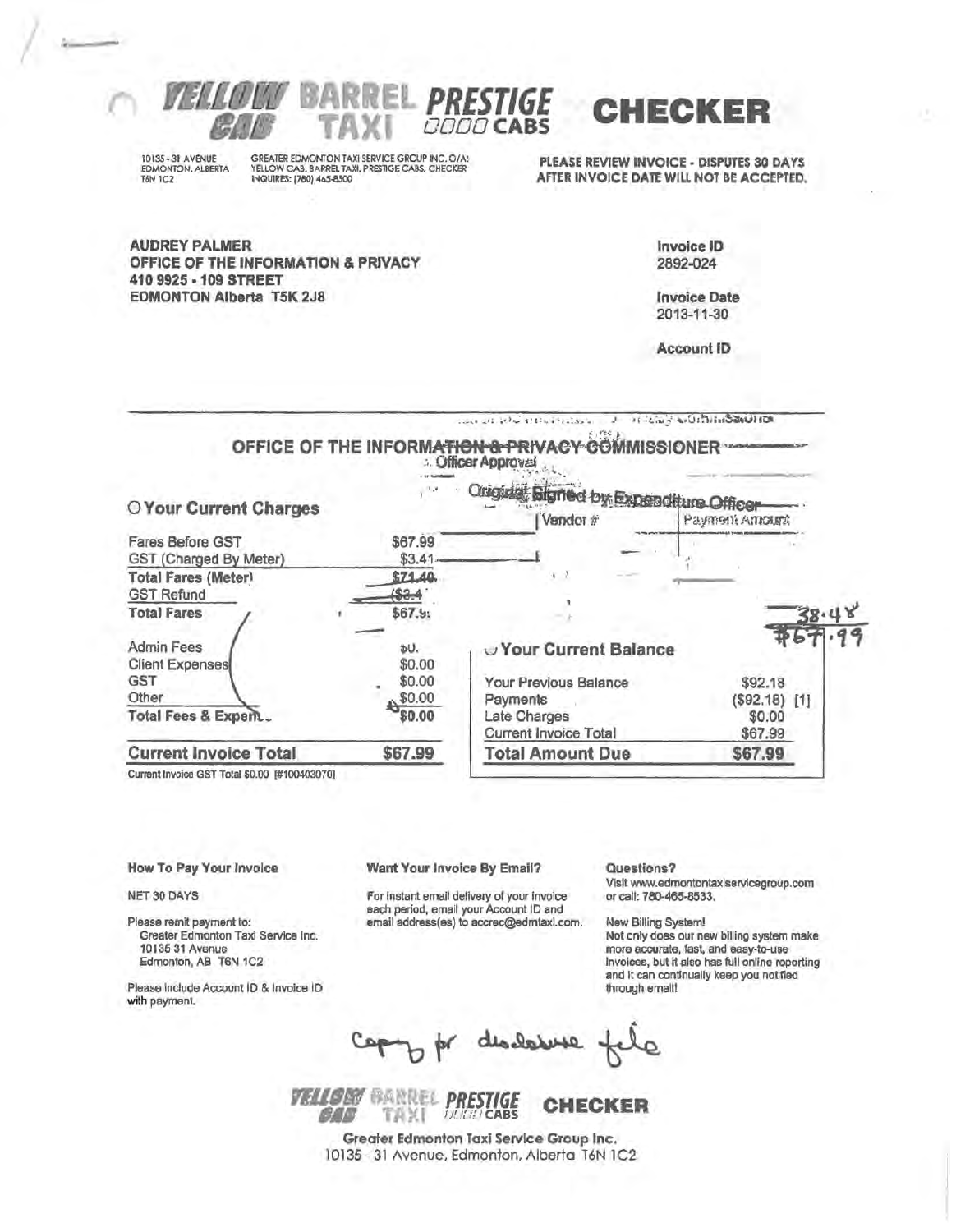# YELLOW CAB BARREL TAXI PRESTIGE CABS CHECKER

10135 - 31 AVENUE
EDMONTON, ALBERTA
T6N 1C2

GREATER EDMONTON TAXI SERVICE GROUP INC. O/A: YELLOW CAB, BARREL TAXI, PRESTIGE CABS, CHECKER
INQUIRIES: (780) 465-8500

**PLEASE REVIEW INVOICE - DISPUTES 30 DAYS AFTER INVOICE DATE WILL NOT BE ACCEPTED.**

**AUDREY PALMER**
**OFFICE OF THE INFORMATION & PRIVACY**
**410 9925 - 109 STREET**
**EDMONTON Alberta T5K 2J8**

**Invoice ID**
2892-024

**Invoice Date**
2013-11-30

**Account ID**

**OFFICE OF THE INFORMATION & PRIVACY COMMISSIONER**
Officer Approval
Original Signed by Expenditure Officer

| Vendor # | Payment Amount |
|---|---|
| | |

## Your Current Charges

| | |
|---|---|
| Fares Before GST | $67.99 |
| GST (Charged By Meter) | $3.41 |
| **Total Fares (Meter)** | $71.40 |
| GST Refund | ($3.41) |
| **Total Fares** | $67.99 |
| Admin Fees | $0.00 |
| Client Expenses | $0.00 |
| GST | $0.00 |
| Other | $0.00 |
| **Total Fees & Expenses** | $0.00 |
| **Current Invoice Total** | **$67.99** |

Current Invoice GST Total $0.00 [#100403070]

## Your Current Balance

| | |
|---|---|
| Your Previous Balance | $92.18 |
| Payments | ($92.18) [1] |
| Late Charges | $0.00 |
| Current Invoice Total | $67.99 |
| **Total Amount Due** | **$67.99** |

38.48
$67.99

**How To Pay Your Invoice**

NET 30 DAYS

Please remit payment to:
Greater Edmonton Taxi Service Inc.
10135 31 Avenue
Edmonton, AB T6N 1C2

Please include Account ID & Invoice ID with payment.

**Want Your Invoice By Email?**

For instant email delivery of your invoice each period, email your Account ID and email address(es) to accrec@edmtaxi.com.

**Questions?**
Visit www.edmontontaxiservicegroup.com or call: 780-465-8533.

New Billing System!
Not only does our new billing system make more accurate, fast, and easy-to-use invoices, but it also has full online reporting and it can continually keep you notified through email!

Copy for disclosure file

YELLOW CAB BARREL TAXI PRESTIGE CABS CHECKER

**Greater Edmonton Taxi Service Group Inc.**
10135 - 31 Avenue, Edmonton, Alberta T6N 1C2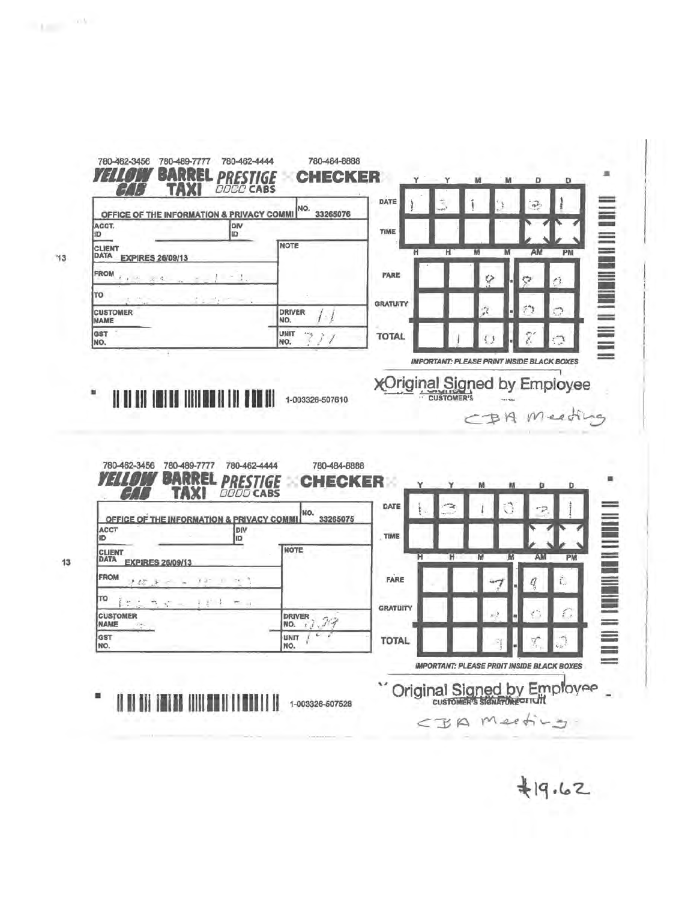780-462-3456 780-489-7777 780-462-4444 780-484-8888

**YELLOW CAB** **BARREL TAXI** **PRESTIGE CABS** **CHECKER**

| | |
|---|---|
| OFFICE OF THE INFORMATION & PRIVACY COMMI | NO. 33265076 |
| ACCT. ID | DIV ID |
| CLIENT DATA EXPIRES 26/09/13 | NOTE |
| FROM | |
| TO | |
| CUSTOMER NAME | DRIVER NO. |
| GST NO. | UNIT NO. |

| | Y | Y | M | M | D | D |
|---|---|---|---|---|---|---|
| DATE | 1 | 3 | 1 | 0 | 2 | 1 |
| TIME | | | | | | |

| | | | | | |
|---|---|---|---|---|---|
| FARE | | | 9 | 9 | 0 |
| GRATUITY | | | 2 | 0 | 0 |
| TOTAL | | 1 | 0 | 8 | 0 |

*IMPORTANT: PLEASE PRINT INSIDE BLACK BOXES*

1-003326-507610

X Original Signed by Employee

CUSTOMER'S SIGNATURE

CBA Meeting

---

780-462-3456 780-489-7777 780-462-4444 780-484-8888

**YELLOW CAB** **BARREL TAXI** **PRESTIGE CABS** **CHECKER**

| | |
|---|---|
| OFFICE OF THE INFORMATION & PRIVACY COMMI | NO. 33265075 |
| ACCT ID | DIV ID |
| CLIENT DATA EXPIRES 26/09/13 | NOTE |
| FROM | |
| TO | |
| CUSTOMER NAME | DRIVER NO. |
| GST NO. | UNIT NO. |

| | Y | Y | M | M | D | D |
|---|---|---|---|---|---|---|
| DATE | 1 | 3 | 1 | 0 | 2 | 1 |
| TIME | | | | | | |

| | | | | | |
|---|---|---|---|---|---|
| FARE | | | 7 | 9 | 0 |
| GRATUITY | | | 2 | 0 | 0 |
| TOTAL | | | 9 | 8 | 0 |

*IMPORTANT: PLEASE PRINT INSIDE BLACK BOXES*

1-003326-507528

Original Signed by Employee

CUSTOMER'S SIGNATURE

CBA Meeting

$19.62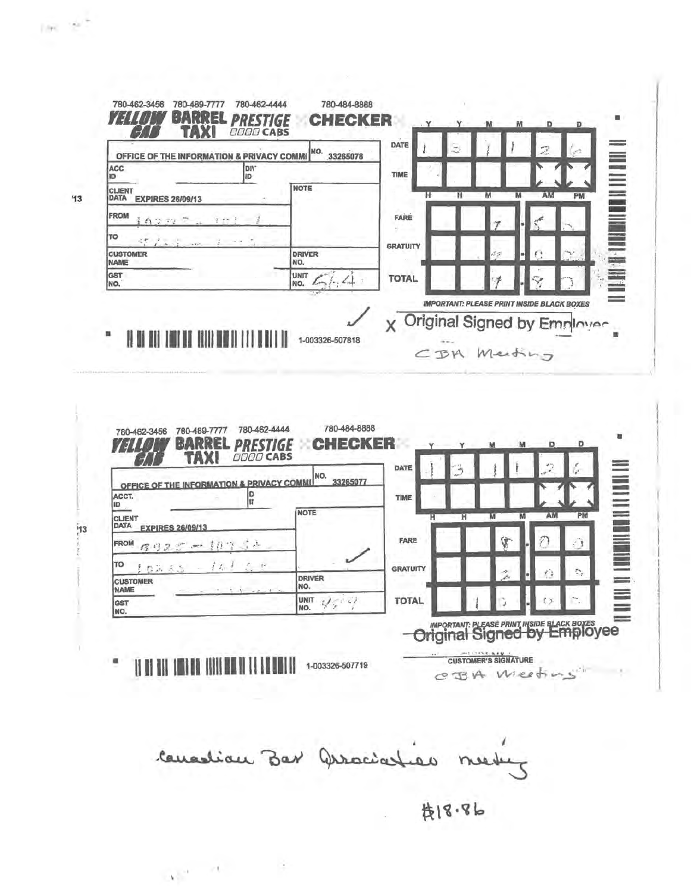780-462-3456 780-489-7777 780-462-4444 780-484-8888

**YELLOW CAB** **BARREL TAXI** **PRESTIGE CABS** **CHECKER**

| | |
|---|---|
| OFFICE OF THE INFORMATION & PRIVACY COMMI | NO. 33265078 |
| ACC ID | DR ID |
| CLIENT DATA EXPIRES 26/09/13 | NOTE |
| FROM | |
| TO | |
| CUSTOMER NAME | DRIVER NO. |
| GST NO. | UNIT NO. 544 |

| | Y | Y | M | M | D | D |
|---|---|---|---|---|---|---|
| DATE | 1 | 3 | 1 | 1 | 2 | 6 |

TIME

H H M M AM PM

FARE 7.50

GRATUITY 2.00

TOTAL 7.80

*IMPORTANT: PLEASE PRINT INSIDE BLACK BOXES*

1-003326-507818

X Original Signed by Employee

CBA Meeting

---

780-462-3456 780-489-7777 780-462-4444 780-484-8888

**YELLOW CAB** **BARREL TAXI** **PRESTIGE CABS** **CHECKER**

| | |
|---|---|
| OFFICE OF THE INFORMATION & PRIVACY COMMI | NO. 33265077 |
| ACCT. ID | D ID |
| CLIENT DATA EXPIRES 26/09/13 | NOTE |
| FROM | |
| TO | |
| CUSTOMER NAME | DRIVER NO. |
| GST NO. | UNIT NO. |

| | Y | Y | M | M | D | D |
|---|---|---|---|---|---|---|
| DATE | 1 | 3 | 1 | 1 | 2 | 6 |

TIME

H H M M AM PM

FARE 8.00

GRATUITY 2.06

TOTAL 10.06

*IMPORTANT: PLEASE PRINT INSIDE BLACK BOXES*

Original Signed by Employee

CUSTOMER'S SIGNATURE

1-003326-507719

CBA Meeting

---

Canadian Bar Association meeting

$18.86